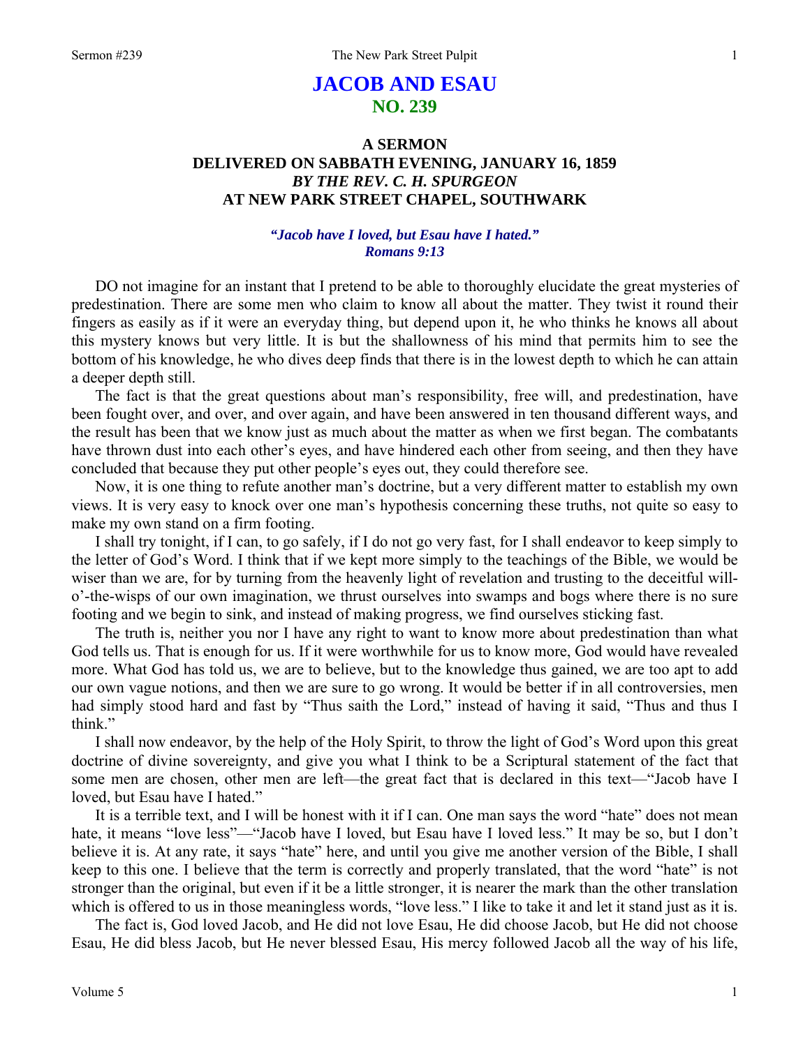# JACOB AND ESAU

## NO. 239

### A SERMON
### DELIVERED ON SABBATH EVENING, JANUARY 16, 1859
### *BY THE REV. C. H. SPURGEON*
### AT NEW PARK STREET CHAPEL, SOUTHWARK

***"Jacob have I loved, but Esau have I hated."***
***Romans 9:13***

DO not imagine for an instant that I pretend to be able to thoroughly elucidate the great mysteries of predestination. There are some men who claim to know all about the matter. They twist it round their fingers as easily as if it were an everyday thing, but depend upon it, he who thinks he knows all about this mystery knows but very little. It is but the shallowness of his mind that permits him to see the bottom of his knowledge, he who dives deep finds that there is in the lowest depth to which he can attain a deeper depth still.

The fact is that the great questions about man's responsibility, free will, and predestination, have been fought over, and over, and over again, and have been answered in ten thousand different ways, and the result has been that we know just as much about the matter as when we first began. The combatants have thrown dust into each other's eyes, and have hindered each other from seeing, and then they have concluded that because they put other people's eyes out, they could therefore see.

Now, it is one thing to refute another man's doctrine, but a very different matter to establish my own views. It is very easy to knock over one man's hypothesis concerning these truths, not quite so easy to make my own stand on a firm footing.

I shall try tonight, if I can, to go safely, if I do not go very fast, for I shall endeavor to keep simply to the letter of God's Word. I think that if we kept more simply to the teachings of the Bible, we would be wiser than we are, for by turning from the heavenly light of revelation and trusting to the deceitful will-o'-the-wisps of our own imagination, we thrust ourselves into swamps and bogs where there is no sure footing and we begin to sink, and instead of making progress, we find ourselves sticking fast.

The truth is, neither you nor I have any right to want to know more about predestination than what God tells us. That is enough for us. If it were worthwhile for us to know more, God would have revealed more. What God has told us, we are to believe, but to the knowledge thus gained, we are too apt to add our own vague notions, and then we are sure to go wrong. It would be better if in all controversies, men had simply stood hard and fast by "Thus saith the Lord," instead of having it said, "Thus and thus I think."

I shall now endeavor, by the help of the Holy Spirit, to throw the light of God's Word upon this great doctrine of divine sovereignty, and give you what I think to be a Scriptural statement of the fact that some men are chosen, other men are left—the great fact that is declared in this text—"Jacob have I loved, but Esau have I hated."

It is a terrible text, and I will be honest with it if I can. One man says the word "hate" does not mean hate, it means "love less"—"Jacob have I loved, but Esau have I loved less." It may be so, but I don't believe it is. At any rate, it says "hate" here, and until you give me another version of the Bible, I shall keep to this one. I believe that the term is correctly and properly translated, that the word "hate" is not stronger than the original, but even if it be a little stronger, it is nearer the mark than the other translation which is offered to us in those meaningless words, "love less." I like to take it and let it stand just as it is.

The fact is, God loved Jacob, and He did not love Esau, He did choose Jacob, but He did not choose Esau, He did bless Jacob, but He never blessed Esau, His mercy followed Jacob all the way of his life,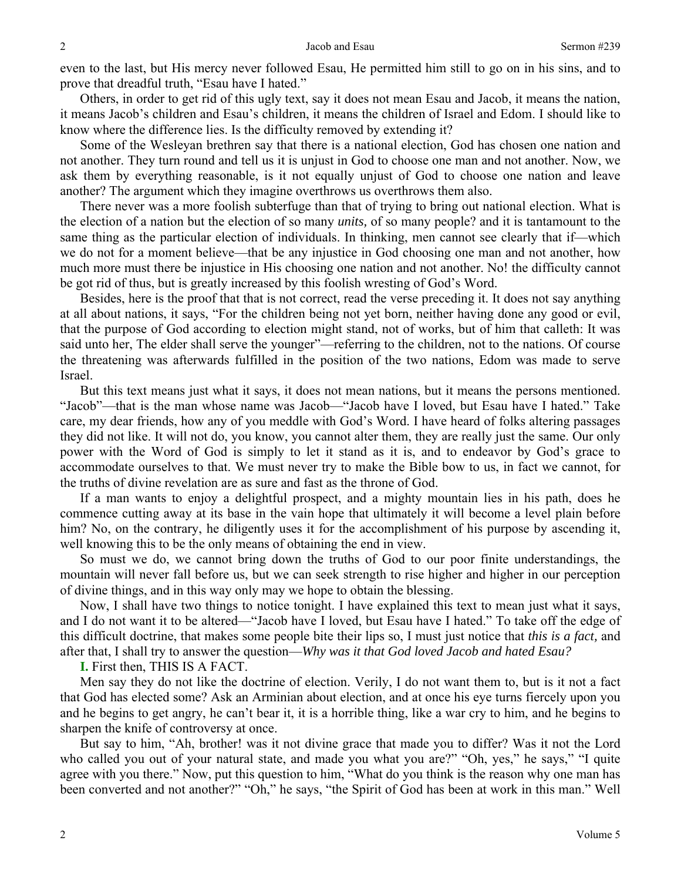even to the last, but His mercy never followed Esau, He permitted him still to go on in his sins, and to prove that dreadful truth, "Esau have I hated."

Others, in order to get rid of this ugly text, say it does not mean Esau and Jacob, it means the nation, it means Jacob's children and Esau's children, it means the children of Israel and Edom. I should like to know where the difference lies. Is the difficulty removed by extending it?

Some of the Wesleyan brethren say that there is a national election, God has chosen one nation and not another. They turn round and tell us it is unjust in God to choose one man and not another. Now, we ask them by everything reasonable, is it not equally unjust of God to choose one nation and leave another? The argument which they imagine overthrows us overthrows them also.

There never was a more foolish subterfuge than that of trying to bring out national election. What is the election of a nation but the election of so many *units,* of so many people? and it is tantamount to the same thing as the particular election of individuals. In thinking, men cannot see clearly that if—which we do not for a moment believe—that be any injustice in God choosing one man and not another, how much more must there be injustice in His choosing one nation and not another. No! the difficulty cannot be got rid of thus, but is greatly increased by this foolish wresting of God's Word.

Besides, here is the proof that that is not correct, read the verse preceding it. It does not say anything at all about nations, it says, "For the children being not yet born, neither having done any good or evil, that the purpose of God according to election might stand, not of works, but of him that calleth: It was said unto her, The elder shall serve the younger"—referring to the children, not to the nations. Of course the threatening was afterwards fulfilled in the position of the two nations, Edom was made to serve Israel.

But this text means just what it says, it does not mean nations, but it means the persons mentioned. "Jacob"—that is the man whose name was Jacob—"Jacob have I loved, but Esau have I hated." Take care, my dear friends, how any of you meddle with God's Word. I have heard of folks altering passages they did not like. It will not do, you know, you cannot alter them, they are really just the same. Our only power with the Word of God is simply to let it stand as it is, and to endeavor by God's grace to accommodate ourselves to that. We must never try to make the Bible bow to us, in fact we cannot, for the truths of divine revelation are as sure and fast as the throne of God.

If a man wants to enjoy a delightful prospect, and a mighty mountain lies in his path, does he commence cutting away at its base in the vain hope that ultimately it will become a level plain before him? No, on the contrary, he diligently uses it for the accomplishment of his purpose by ascending it, well knowing this to be the only means of obtaining the end in view.

So must we do, we cannot bring down the truths of God to our poor finite understandings, the mountain will never fall before us, but we can seek strength to rise higher and higher in our perception of divine things, and in this way only may we hope to obtain the blessing.

Now, I shall have two things to notice tonight. I have explained this text to mean just what it says, and I do not want it to be altered—"Jacob have I loved, but Esau have I hated." To take off the edge of this difficult doctrine, that makes some people bite their lips so, I must just notice that *this is a fact,* and after that, I shall try to answer the question—*Why was it that God loved Jacob and hated Esau?*

**I.** First then, THIS IS A FACT.

Men say they do not like the doctrine of election. Verily, I do not want them to, but is it not a fact that God has elected some? Ask an Arminian about election, and at once his eye turns fiercely upon you and he begins to get angry, he can't bear it, it is a horrible thing, like a war cry to him, and he begins to sharpen the knife of controversy at once.

But say to him, "Ah, brother! was it not divine grace that made you to differ? Was it not the Lord who called you out of your natural state, and made you what you are?" "Oh, yes," he says," "I quite agree with you there." Now, put this question to him, "What do you think is the reason why one man has been converted and not another?" "Oh," he says, "the Spirit of God has been at work in this man." Well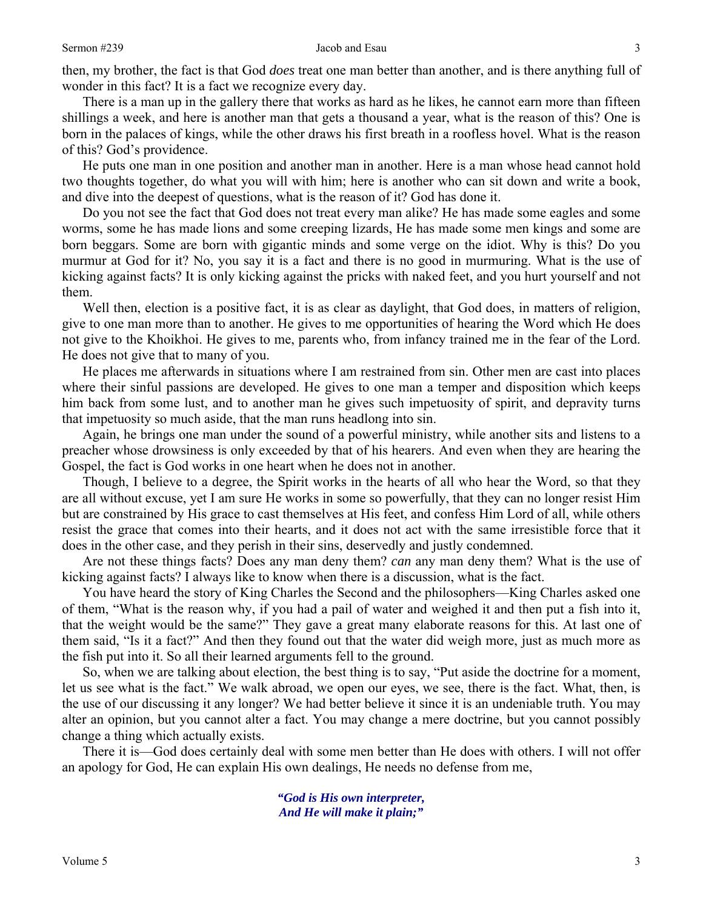then, my brother, the fact is that God *does* treat one man better than another, and is there anything full of wonder in this fact? It is a fact we recognize every day.

There is a man up in the gallery there that works as hard as he likes, he cannot earn more than fifteen shillings a week, and here is another man that gets a thousand a year, what is the reason of this? One is born in the palaces of kings, while the other draws his first breath in a roofless hovel. What is the reason of this? God's providence.

He puts one man in one position and another man in another. Here is a man whose head cannot hold two thoughts together, do what you will with him; here is another who can sit down and write a book, and dive into the deepest of questions, what is the reason of it? God has done it.

Do you not see the fact that God does not treat every man alike? He has made some eagles and some worms, some he has made lions and some creeping lizards, He has made some men kings and some are born beggars. Some are born with gigantic minds and some verge on the idiot. Why is this? Do you murmur at God for it? No, you say it is a fact and there is no good in murmuring. What is the use of kicking against facts? It is only kicking against the pricks with naked feet, and you hurt yourself and not them.

Well then, election is a positive fact, it is as clear as daylight, that God does, in matters of religion, give to one man more than to another. He gives to me opportunities of hearing the Word which He does not give to the Khoikhoi. He gives to me, parents who, from infancy trained me in the fear of the Lord. He does not give that to many of you.

He places me afterwards in situations where I am restrained from sin. Other men are cast into places where their sinful passions are developed. He gives to one man a temper and disposition which keeps him back from some lust, and to another man he gives such impetuosity of spirit, and depravity turns that impetuosity so much aside, that the man runs headlong into sin.

Again, he brings one man under the sound of a powerful ministry, while another sits and listens to a preacher whose drowsiness is only exceeded by that of his hearers. And even when they are hearing the Gospel, the fact is God works in one heart when he does not in another.

Though, I believe to a degree, the Spirit works in the hearts of all who hear the Word, so that they are all without excuse, yet I am sure He works in some so powerfully, that they can no longer resist Him but are constrained by His grace to cast themselves at His feet, and confess Him Lord of all, while others resist the grace that comes into their hearts, and it does not act with the same irresistible force that it does in the other case, and they perish in their sins, deservedly and justly condemned.

Are not these things facts? Does any man deny them? *can* any man deny them? What is the use of kicking against facts? I always like to know when there is a discussion, what is the fact.

You have heard the story of King Charles the Second and the philosophers—King Charles asked one of them, "What is the reason why, if you had a pail of water and weighed it and then put a fish into it, that the weight would be the same?" They gave a great many elaborate reasons for this. At last one of them said, "Is it a fact?" And then they found out that the water did weigh more, just as much more as the fish put into it. So all their learned arguments fell to the ground.

So, when we are talking about election, the best thing is to say, "Put aside the doctrine for a moment, let us see what is the fact." We walk abroad, we open our eyes, we see, there is the fact. What, then, is the use of our discussing it any longer? We had better believe it since it is an undeniable truth. You may alter an opinion, but you cannot alter a fact. You may change a mere doctrine, but you cannot possibly change a thing which actually exists.

There it is—God does certainly deal with some men better than He does with others. I will not offer an apology for God, He can explain His own dealings, He needs no defense from me,

> ***"God is His own interpreter,***
> ***And He will make it plain;"***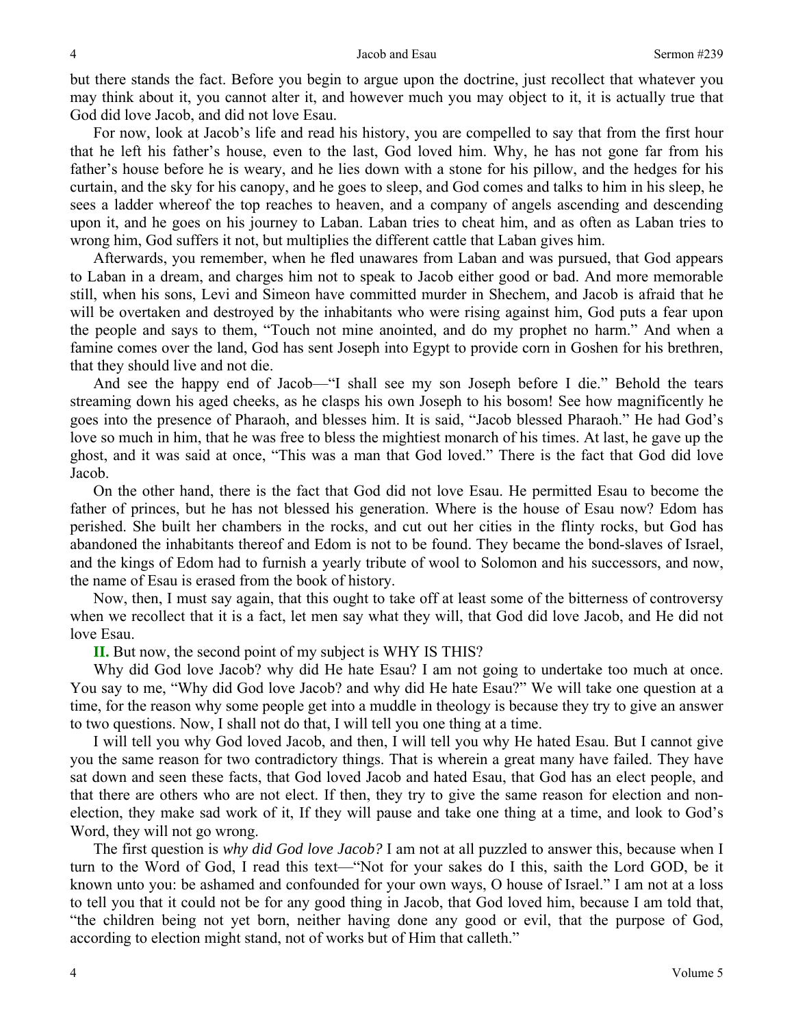but there stands the fact. Before you begin to argue upon the doctrine, just recollect that whatever you may think about it, you cannot alter it, and however much you may object to it, it is actually true that God did love Jacob, and did not love Esau.

For now, look at Jacob's life and read his history, you are compelled to say that from the first hour that he left his father's house, even to the last, God loved him. Why, he has not gone far from his father's house before he is weary, and he lies down with a stone for his pillow, and the hedges for his curtain, and the sky for his canopy, and he goes to sleep, and God comes and talks to him in his sleep, he sees a ladder whereof the top reaches to heaven, and a company of angels ascending and descending upon it, and he goes on his journey to Laban. Laban tries to cheat him, and as often as Laban tries to wrong him, God suffers it not, but multiplies the different cattle that Laban gives him.

Afterwards, you remember, when he fled unawares from Laban and was pursued, that God appears to Laban in a dream, and charges him not to speak to Jacob either good or bad. And more memorable still, when his sons, Levi and Simeon have committed murder in Shechem, and Jacob is afraid that he will be overtaken and destroyed by the inhabitants who were rising against him, God puts a fear upon the people and says to them, "Touch not mine anointed, and do my prophet no harm." And when a famine comes over the land, God has sent Joseph into Egypt to provide corn in Goshen for his brethren, that they should live and not die.

And see the happy end of Jacob—"I shall see my son Joseph before I die." Behold the tears streaming down his aged cheeks, as he clasps his own Joseph to his bosom! See how magnificently he goes into the presence of Pharaoh, and blesses him. It is said, "Jacob blessed Pharaoh." He had God's love so much in him, that he was free to bless the mightiest monarch of his times. At last, he gave up the ghost, and it was said at once, "This was a man that God loved." There is the fact that God did love Jacob.

On the other hand, there is the fact that God did not love Esau. He permitted Esau to become the father of princes, but he has not blessed his generation. Where is the house of Esau now? Edom has perished. She built her chambers in the rocks, and cut out her cities in the flinty rocks, but God has abandoned the inhabitants thereof and Edom is not to be found. They became the bond-slaves of Israel, and the kings of Edom had to furnish a yearly tribute of wool to Solomon and his successors, and now, the name of Esau is erased from the book of history.

Now, then, I must say again, that this ought to take off at least some of the bitterness of controversy when we recollect that it is a fact, let men say what they will, that God did love Jacob, and He did not love Esau.

**II.** But now, the second point of my subject is WHY IS THIS?

Why did God love Jacob? why did He hate Esau? I am not going to undertake too much at once. You say to me, "Why did God love Jacob? and why did He hate Esau?" We will take one question at a time, for the reason why some people get into a muddle in theology is because they try to give an answer to two questions. Now, I shall not do that, I will tell you one thing at a time.

I will tell you why God loved Jacob, and then, I will tell you why He hated Esau. But I cannot give you the same reason for two contradictory things. That is wherein a great many have failed. They have sat down and seen these facts, that God loved Jacob and hated Esau, that God has an elect people, and that there are others who are not elect. If then, they try to give the same reason for election and non-election, they make sad work of it, If they will pause and take one thing at a time, and look to God's Word, they will not go wrong.

The first question is *why did God love Jacob?* I am not at all puzzled to answer this, because when I turn to the Word of God, I read this text—"Not for your sakes do I this, saith the Lord GOD, be it known unto you: be ashamed and confounded for your own ways, O house of Israel." I am not at a loss to tell you that it could not be for any good thing in Jacob, that God loved him, because I am told that, "the children being not yet born, neither having done any good or evil, that the purpose of God, according to election might stand, not of works but of Him that calleth."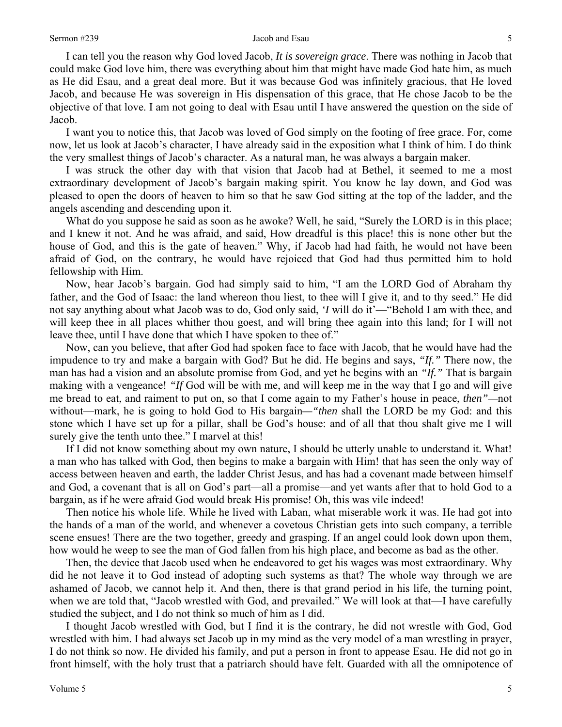I can tell you the reason why God loved Jacob, *It is sovereign grace*. There was nothing in Jacob that could make God love him, there was everything about him that might have made God hate him, as much as He did Esau, and a great deal more. But it was because God was infinitely gracious, that He loved Jacob, and because He was sovereign in His dispensation of this grace, that He chose Jacob to be the objective of that love. I am not going to deal with Esau until I have answered the question on the side of Jacob.

I want you to notice this, that Jacob was loved of God simply on the footing of free grace. For, come now, let us look at Jacob's character, I have already said in the exposition what I think of him. I do think the very smallest things of Jacob's character. As a natural man, he was always a bargain maker.

I was struck the other day with that vision that Jacob had at Bethel, it seemed to me a most extraordinary development of Jacob's bargain making spirit. You know he lay down, and God was pleased to open the doors of heaven to him so that he saw God sitting at the top of the ladder, and the angels ascending and descending upon it.

What do you suppose he said as soon as he awoke? Well, he said, "Surely the LORD is in this place; and I knew it not. And he was afraid, and said, How dreadful is this place! this is none other but the house of God, and this is the gate of heaven." Why, if Jacob had had faith, he would not have been afraid of God, on the contrary, he would have rejoiced that God had thus permitted him to hold fellowship with Him.

Now, hear Jacob's bargain. God had simply said to him, "I am the LORD God of Abraham thy father, and the God of Isaac: the land whereon thou liest, to thee will I give it, and to thy seed." He did not say anything about what Jacob was to do, God only said, *'I* will do it'—"Behold I am with thee, and will keep thee in all places whither thou goest, and will bring thee again into this land; for I will not leave thee, until I have done that which I have spoken to thee of."

Now, can you believe, that after God had spoken face to face with Jacob, that he would have had the impudence to try and make a bargain with God? But he did. He begins and says, *"If."* There now, the man has had a vision and an absolute promise from God, and yet he begins with an *"If."* That is bargain making with a vengeance! *"If* God will be with me, and will keep me in the way that I go and will give me bread to eat, and raiment to put on, so that I come again to my Father's house in peace, *then"*—not without—mark, he is going to hold God to His bargain—*"then* shall the LORD be my God: and this stone which I have set up for a pillar, shall be God's house: and of all that thou shalt give me I will surely give the tenth unto thee." I marvel at this!

If I did not know something about my own nature, I should be utterly unable to understand it. What! a man who has talked with God, then begins to make a bargain with Him! that has seen the only way of access between heaven and earth, the ladder Christ Jesus, and has had a covenant made between himself and God, a covenant that is all on God's part—all a promise—and yet wants after that to hold God to a bargain, as if he were afraid God would break His promise! Oh, this was vile indeed!

Then notice his whole life. While he lived with Laban, what miserable work it was. He had got into the hands of a man of the world, and whenever a covetous Christian gets into such company, a terrible scene ensues! There are the two together, greedy and grasping. If an angel could look down upon them, how would he weep to see the man of God fallen from his high place, and become as bad as the other.

Then, the device that Jacob used when he endeavored to get his wages was most extraordinary. Why did he not leave it to God instead of adopting such systems as that? The whole way through we are ashamed of Jacob, we cannot help it. And then, there is that grand period in his life, the turning point, when we are told that, "Jacob wrestled with God, and prevailed." We will look at that—I have carefully studied the subject, and I do not think so much of him as I did.

I thought Jacob wrestled with God, but I find it is the contrary, he did not wrestle with God, God wrestled with him. I had always set Jacob up in my mind as the very model of a man wrestling in prayer, I do not think so now. He divided his family, and put a person in front to appease Esau. He did not go in front himself, with the holy trust that a patriarch should have felt. Guarded with all the omnipotence of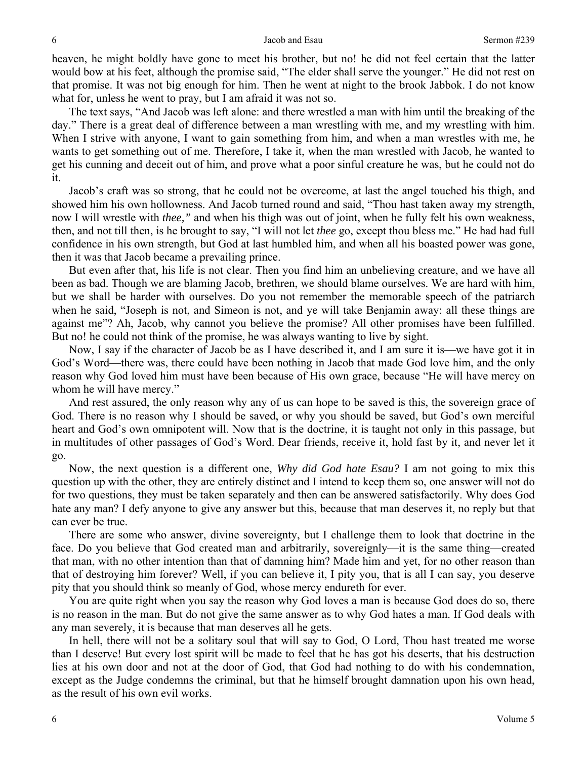heaven, he might boldly have gone to meet his brother, but no! he did not feel certain that the latter would bow at his feet, although the promise said, "The elder shall serve the younger." He did not rest on that promise. It was not big enough for him. Then he went at night to the brook Jabbok. I do not know what for, unless he went to pray, but I am afraid it was not so.

The text says, "And Jacob was left alone: and there wrestled a man with him until the breaking of the day." There is a great deal of difference between a man wrestling with me, and my wrestling with him. When I strive with anyone, I want to gain something from him, and when a man wrestles with me, he wants to get something out of me. Therefore, I take it, when the man wrestled with Jacob, he wanted to get his cunning and deceit out of him, and prove what a poor sinful creature he was, but he could not do it.

Jacob's craft was so strong, that he could not be overcome, at last the angel touched his thigh, and showed him his own hollowness. And Jacob turned round and said, "Thou hast taken away my strength, now I will wrestle with *thee,"* and when his thigh was out of joint, when he fully felt his own weakness, then, and not till then, is he brought to say, "I will not let *thee* go, except thou bless me." He had had full confidence in his own strength, but God at last humbled him, and when all his boasted power was gone, then it was that Jacob became a prevailing prince.

But even after that, his life is not clear. Then you find him an unbelieving creature, and we have all been as bad. Though we are blaming Jacob, brethren, we should blame ourselves. We are hard with him, but we shall be harder with ourselves. Do you not remember the memorable speech of the patriarch when he said, "Joseph is not, and Simeon is not, and ye will take Benjamin away: all these things are against me"? Ah, Jacob, why cannot you believe the promise? All other promises have been fulfilled. But no! he could not think of the promise, he was always wanting to live by sight.

Now, I say if the character of Jacob be as I have described it, and I am sure it is—we have got it in God's Word—there was, there could have been nothing in Jacob that made God love him, and the only reason why God loved him must have been because of His own grace, because "He will have mercy on whom he will have mercy."

And rest assured, the only reason why any of us can hope to be saved is this, the sovereign grace of God. There is no reason why I should be saved, or why you should be saved, but God's own merciful heart and God's own omnipotent will. Now that is the doctrine, it is taught not only in this passage, but in multitudes of other passages of God's Word. Dear friends, receive it, hold fast by it, and never let it go.

Now, the next question is a different one, *Why did God hate Esau?* I am not going to mix this question up with the other, they are entirely distinct and I intend to keep them so, one answer will not do for two questions, they must be taken separately and then can be answered satisfactorily. Why does God hate any man? I defy anyone to give any answer but this, because that man deserves it, no reply but that can ever be true.

There are some who answer, divine sovereignty, but I challenge them to look that doctrine in the face. Do you believe that God created man and arbitrarily, sovereignly—it is the same thing—created that man, with no other intention than that of damning him? Made him and yet, for no other reason than that of destroying him forever? Well, if you can believe it, I pity you, that is all I can say, you deserve pity that you should think so meanly of God, whose mercy endureth for ever.

You are quite right when you say the reason why God loves a man is because God does do so, there is no reason in the man. But do not give the same answer as to why God hates a man. If God deals with any man severely, it is because that man deserves all he gets.

In hell, there will not be a solitary soul that will say to God, O Lord, Thou hast treated me worse than I deserve! But every lost spirit will be made to feel that he has got his deserts, that his destruction lies at his own door and not at the door of God, that God had nothing to do with his condemnation, except as the Judge condemns the criminal, but that he himself brought damnation upon his own head, as the result of his own evil works.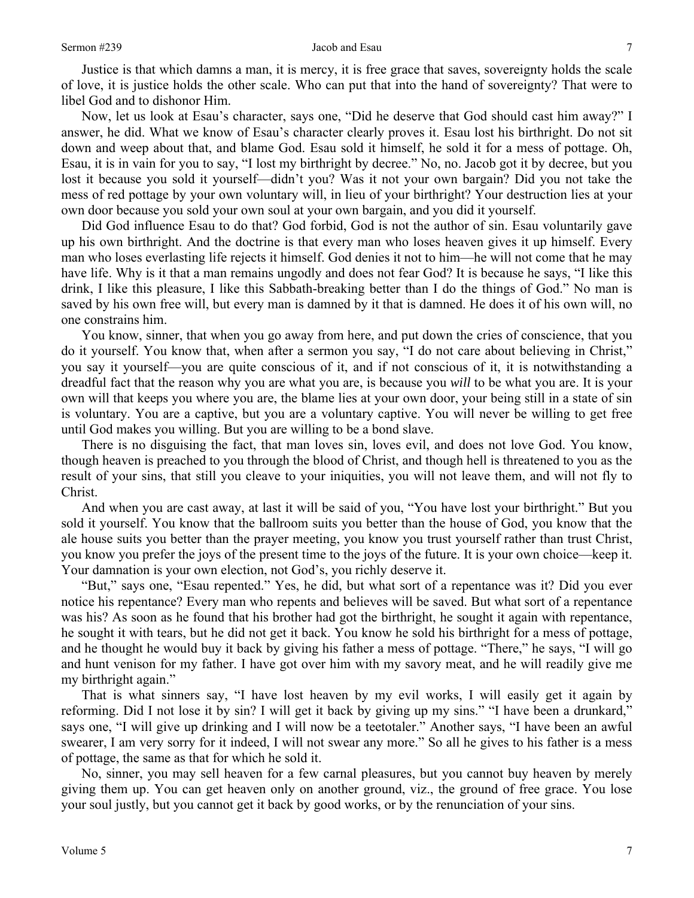Justice is that which damns a man, it is mercy, it is free grace that saves, sovereignty holds the scale of love, it is justice holds the other scale. Who can put that into the hand of sovereignty? That were to libel God and to dishonor Him.

Now, let us look at Esau's character, says one, "Did he deserve that God should cast him away?" I answer, he did. What we know of Esau's character clearly proves it. Esau lost his birthright. Do not sit down and weep about that, and blame God. Esau sold it himself, he sold it for a mess of pottage. Oh, Esau, it is in vain for you to say, "I lost my birthright by decree." No, no. Jacob got it by decree, but you lost it because you sold it yourself—didn't you? Was it not your own bargain? Did you not take the mess of red pottage by your own voluntary will, in lieu of your birthright? Your destruction lies at your own door because you sold your own soul at your own bargain, and you did it yourself.

Did God influence Esau to do that? God forbid, God is not the author of sin. Esau voluntarily gave up his own birthright. And the doctrine is that every man who loses heaven gives it up himself. Every man who loses everlasting life rejects it himself. God denies it not to him—he will not come that he may have life. Why is it that a man remains ungodly and does not fear God? It is because he says, "I like this drink, I like this pleasure, I like this Sabbath-breaking better than I do the things of God." No man is saved by his own free will, but every man is damned by it that is damned. He does it of his own will, no one constrains him.

You know, sinner, that when you go away from here, and put down the cries of conscience, that you do it yourself. You know that, when after a sermon you say, "I do not care about believing in Christ," you say it yourself—you are quite conscious of it, and if not conscious of it, it is notwithstanding a dreadful fact that the reason why you are what you are, is because you *will* to be what you are. It is your own will that keeps you where you are, the blame lies at your own door, your being still in a state of sin is voluntary. You are a captive, but you are a voluntary captive. You will never be willing to get free until God makes you willing. But you are willing to be a bond slave.

There is no disguising the fact, that man loves sin, loves evil, and does not love God. You know, though heaven is preached to you through the blood of Christ, and though hell is threatened to you as the result of your sins, that still you cleave to your iniquities, you will not leave them, and will not fly to Christ.

And when you are cast away, at last it will be said of you, "You have lost your birthright." But you sold it yourself. You know that the ballroom suits you better than the house of God, you know that the ale house suits you better than the prayer meeting, you know you trust yourself rather than trust Christ, you know you prefer the joys of the present time to the joys of the future. It is your own choice—keep it. Your damnation is your own election, not God's, you richly deserve it.

"But," says one, "Esau repented." Yes, he did, but what sort of a repentance was it? Did you ever notice his repentance? Every man who repents and believes will be saved. But what sort of a repentance was his? As soon as he found that his brother had got the birthright, he sought it again with repentance, he sought it with tears, but he did not get it back. You know he sold his birthright for a mess of pottage, and he thought he would buy it back by giving his father a mess of pottage. "There," he says, "I will go and hunt venison for my father. I have got over him with my savory meat, and he will readily give me my birthright again."

That is what sinners say, "I have lost heaven by my evil works, I will easily get it again by reforming. Did I not lose it by sin? I will get it back by giving up my sins." "I have been a drunkard," says one, "I will give up drinking and I will now be a teetotaler." Another says, "I have been an awful swearer, I am very sorry for it indeed, I will not swear any more." So all he gives to his father is a mess of pottage, the same as that for which he sold it.

No, sinner, you may sell heaven for a few carnal pleasures, but you cannot buy heaven by merely giving them up. You can get heaven only on another ground, viz., the ground of free grace. You lose your soul justly, but you cannot get it back by good works, or by the renunciation of your sins.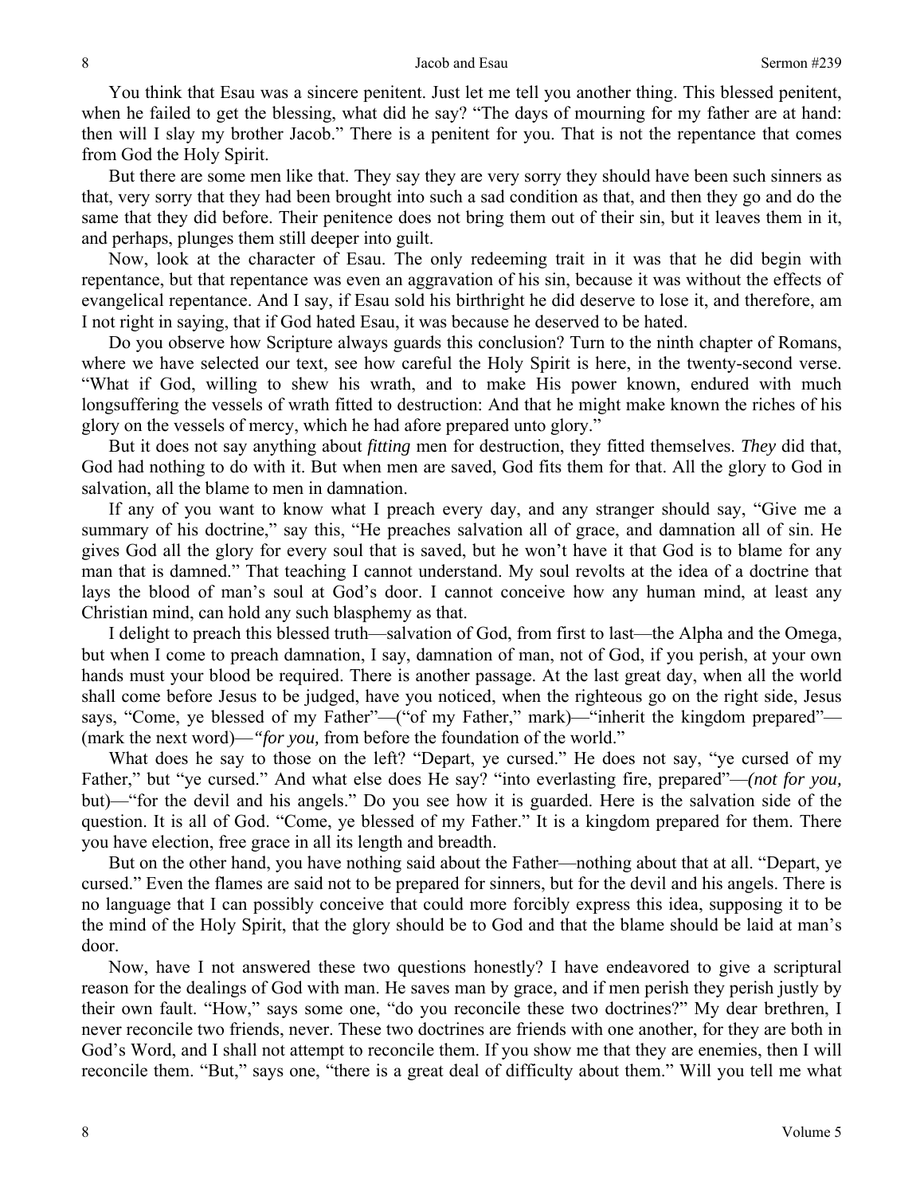You think that Esau was a sincere penitent. Just let me tell you another thing. This blessed penitent, when he failed to get the blessing, what did he say? "The days of mourning for my father are at hand: then will I slay my brother Jacob." There is a penitent for you. That is not the repentance that comes from God the Holy Spirit.

But there are some men like that. They say they are very sorry they should have been such sinners as that, very sorry that they had been brought into such a sad condition as that, and then they go and do the same that they did before. Their penitence does not bring them out of their sin, but it leaves them in it, and perhaps, plunges them still deeper into guilt.

Now, look at the character of Esau. The only redeeming trait in it was that he did begin with repentance, but that repentance was even an aggravation of his sin, because it was without the effects of evangelical repentance. And I say, if Esau sold his birthright he did deserve to lose it, and therefore, am I not right in saying, that if God hated Esau, it was because he deserved to be hated.

Do you observe how Scripture always guards this conclusion? Turn to the ninth chapter of Romans, where we have selected our text, see how careful the Holy Spirit is here, in the twenty-second verse. "What if God, willing to shew his wrath, and to make His power known, endured with much longsuffering the vessels of wrath fitted to destruction: And that he might make known the riches of his glory on the vessels of mercy, which he had afore prepared unto glory."

But it does not say anything about *fitting* men for destruction, they fitted themselves. *They* did that, God had nothing to do with it. But when men are saved, God fits them for that. All the glory to God in salvation, all the blame to men in damnation.

If any of you want to know what I preach every day, and any stranger should say, "Give me a summary of his doctrine," say this, "He preaches salvation all of grace, and damnation all of sin. He gives God all the glory for every soul that is saved, but he won't have it that God is to blame for any man that is damned." That teaching I cannot understand. My soul revolts at the idea of a doctrine that lays the blood of man's soul at God's door. I cannot conceive how any human mind, at least any Christian mind, can hold any such blasphemy as that.

I delight to preach this blessed truth—salvation of God, from first to last—the Alpha and the Omega, but when I come to preach damnation, I say, damnation of man, not of God, if you perish, at your own hands must your blood be required. There is another passage. At the last great day, when all the world shall come before Jesus to be judged, have you noticed, when the righteous go on the right side, Jesus says, "Come, ye blessed of my Father"—("of my Father," mark)—"inherit the kingdom prepared"—(mark the next word)—*"for you,* from before the foundation of the world."

What does he say to those on the left? "Depart, ye cursed." He does not say, "ye cursed of my Father," but "ye cursed." And what else does He say? "into everlasting fire, prepared"—*(not for you,* but)—"for the devil and his angels." Do you see how it is guarded. Here is the salvation side of the question. It is all of God. "Come, ye blessed of my Father." It is a kingdom prepared for them. There you have election, free grace in all its length and breadth.

But on the other hand, you have nothing said about the Father—nothing about that at all. "Depart, ye cursed." Even the flames are said not to be prepared for sinners, but for the devil and his angels. There is no language that I can possibly conceive that could more forcibly express this idea, supposing it to be the mind of the Holy Spirit, that the glory should be to God and that the blame should be laid at man's door.

Now, have I not answered these two questions honestly? I have endeavored to give a scriptural reason for the dealings of God with man. He saves man by grace, and if men perish they perish justly by their own fault. "How," says some one, "do you reconcile these two doctrines?" My dear brethren, I never reconcile two friends, never. These two doctrines are friends with one another, for they are both in God's Word, and I shall not attempt to reconcile them. If you show me that they are enemies, then I will reconcile them. "But," says one, "there is a great deal of difficulty about them." Will you tell me what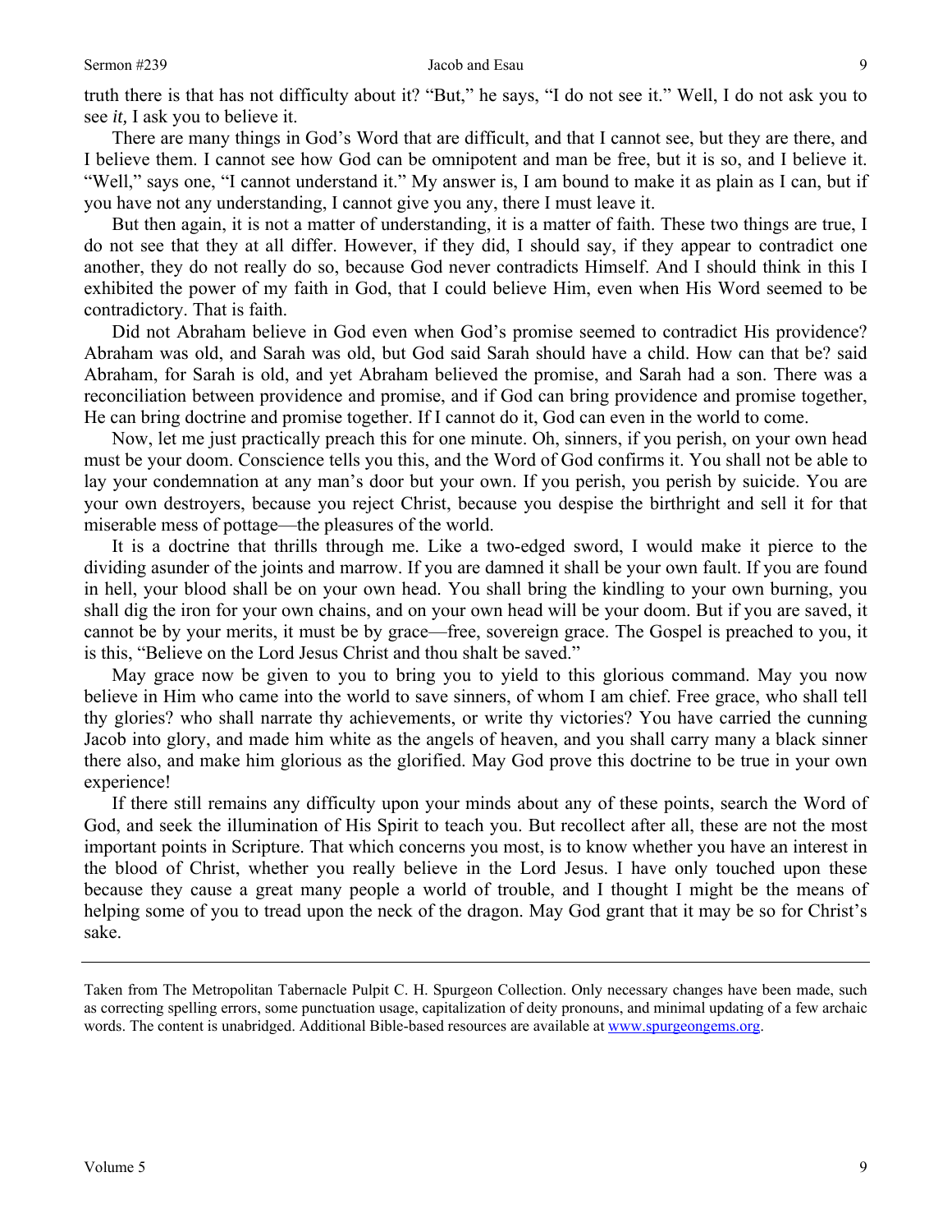truth there is that has not difficulty about it? "But," he says, "I do not see it." Well, I do not ask you to see *it,* I ask you to believe it.

There are many things in God's Word that are difficult, and that I cannot see, but they are there, and I believe them. I cannot see how God can be omnipotent and man be free, but it is so, and I believe it. "Well," says one, "I cannot understand it." My answer is, I am bound to make it as plain as I can, but if you have not any understanding, I cannot give you any, there I must leave it.

But then again, it is not a matter of understanding, it is a matter of faith. These two things are true, I do not see that they at all differ. However, if they did, I should say, if they appear to contradict one another, they do not really do so, because God never contradicts Himself. And I should think in this I exhibited the power of my faith in God, that I could believe Him, even when His Word seemed to be contradictory. That is faith.

Did not Abraham believe in God even when God's promise seemed to contradict His providence? Abraham was old, and Sarah was old, but God said Sarah should have a child. How can that be? said Abraham, for Sarah is old, and yet Abraham believed the promise, and Sarah had a son. There was a reconciliation between providence and promise, and if God can bring providence and promise together, He can bring doctrine and promise together. If I cannot do it, God can even in the world to come.

Now, let me just practically preach this for one minute. Oh, sinners, if you perish, on your own head must be your doom. Conscience tells you this, and the Word of God confirms it. You shall not be able to lay your condemnation at any man's door but your own. If you perish, you perish by suicide. You are your own destroyers, because you reject Christ, because you despise the birthright and sell it for that miserable mess of pottage—the pleasures of the world.

It is a doctrine that thrills through me. Like a two-edged sword, I would make it pierce to the dividing asunder of the joints and marrow. If you are damned it shall be your own fault. If you are found in hell, your blood shall be on your own head. You shall bring the kindling to your own burning, you shall dig the iron for your own chains, and on your own head will be your doom. But if you are saved, it cannot be by your merits, it must be by grace—free, sovereign grace. The Gospel is preached to you, it is this, "Believe on the Lord Jesus Christ and thou shalt be saved."

May grace now be given to you to bring you to yield to this glorious command. May you now believe in Him who came into the world to save sinners, of whom I am chief. Free grace, who shall tell thy glories? who shall narrate thy achievements, or write thy victories? You have carried the cunning Jacob into glory, and made him white as the angels of heaven, and you shall carry many a black sinner there also, and make him glorious as the glorified. May God prove this doctrine to be true in your own experience!

If there still remains any difficulty upon your minds about any of these points, search the Word of God, and seek the illumination of His Spirit to teach you. But recollect after all, these are not the most important points in Scripture. That which concerns you most, is to know whether you have an interest in the blood of Christ, whether you really believe in the Lord Jesus. I have only touched upon these because they cause a great many people a world of trouble, and I thought I might be the means of helping some of you to tread upon the neck of the dragon. May God grant that it may be so for Christ's sake.

---

Taken from The Metropolitan Tabernacle Pulpit C. H. Spurgeon Collection. Only necessary changes have been made, such as correcting spelling errors, some punctuation usage, capitalization of deity pronouns, and minimal updating of a few archaic words. The content is unabridged. Additional Bible-based resources are available at www.spurgeongems.org.